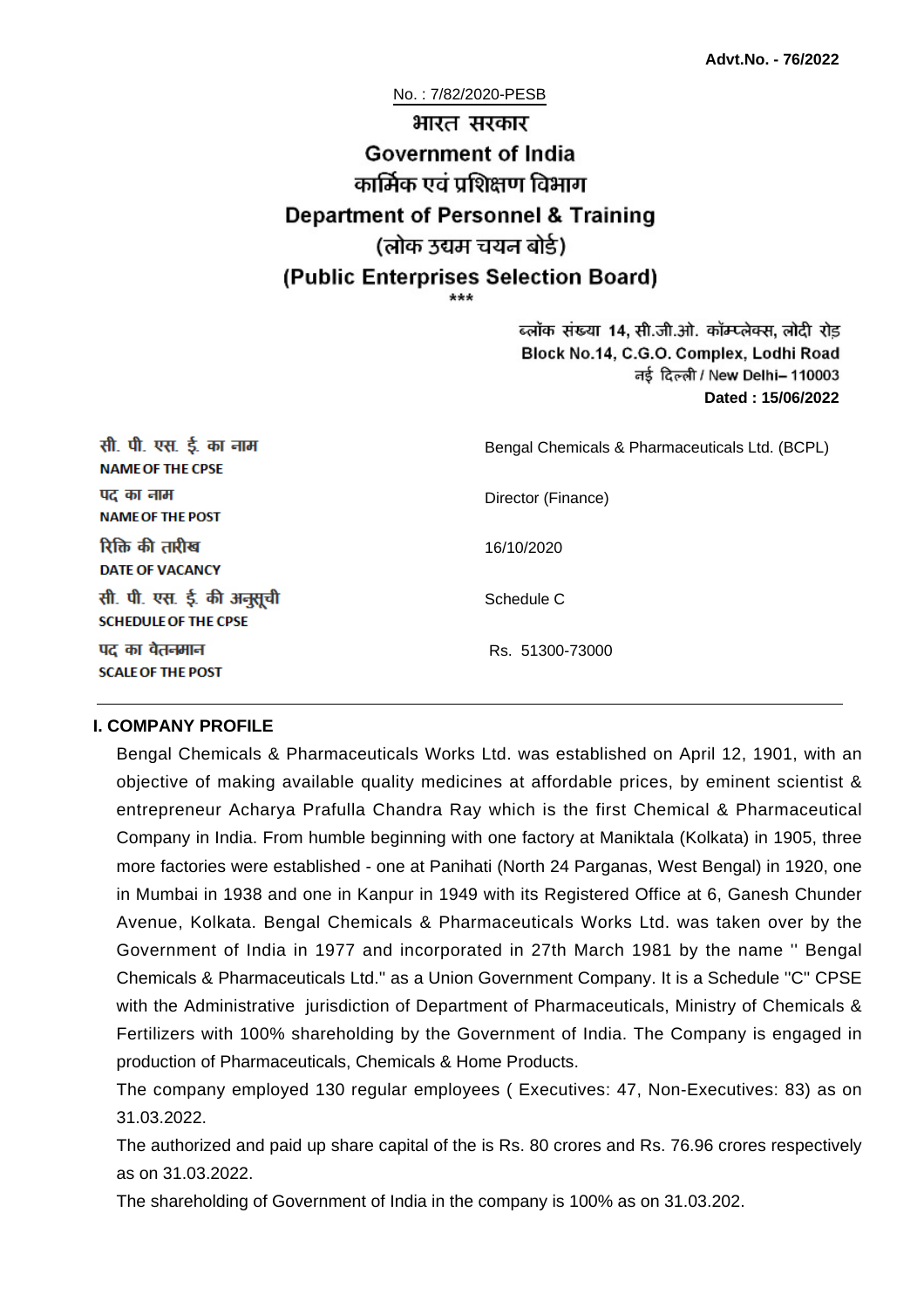**Advt.No. - 76/2022**

No. : 7/82/2020-PESB

# भारत सरकार
# Government of India
## कार्मिक एवं प्रशिक्षण विभाग
## Department of Personnel & Training
## (लोक उद्यम चयन बोर्ड)
## (Public Enterprises Selection Board)

\*\*\*

ब्लॉक संख्या 14, सी.जी.ओ. कॉम्प्लेक्स, लोदी रोड़
Block No.14, C.G.O. Complex, Lodhi Road
नई दिल्ली / New Delhi– 110003
**Dated : 15/06/2022**

| | |
|---|---|
| सी. पी. एस. ई. का नाम<br>**NAME OF THE CPSE** | Bengal Chemicals & Pharmaceuticals Ltd. (BCPL) |
| पद का नाम<br>**NAME OF THE POST** | Director (Finance) |
| रिक्ति की तारीख<br>**DATE OF VACANCY** | 16/10/2020 |
| सी. पी. एस. ई. की अनुसूची<br>**SCHEDULE OF THE CPSE** | Schedule C |
| पद का वेतनमान<br>**SCALE OF THE POST** | Rs. 51300-73000 |

### I. COMPANY PROFILE

Bengal Chemicals & Pharmaceuticals Works Ltd. was established on April 12, 1901, with an objective of making available quality medicines at affordable prices, by eminent scientist & entrepreneur Acharya Prafulla Chandra Ray which is the first Chemical & Pharmaceutical Company in India. From humble beginning with one factory at Maniktala (Kolkata) in 1905, three more factories were established - one at Panihati (North 24 Parganas, West Bengal) in 1920, one in Mumbai in 1938 and one in Kanpur in 1949 with its Registered Office at 6, Ganesh Chunder Avenue, Kolkata. Bengal Chemicals & Pharmaceuticals Works Ltd. was taken over by the Government of India in 1977 and incorporated in 27th March 1981 by the name '' Bengal Chemicals & Pharmaceuticals Ltd.'' as a Union Government Company. It is a Schedule ''C'' CPSE with the Administrative jurisdiction of Department of Pharmaceuticals, Ministry of Chemicals & Fertilizers with 100% shareholding by the Government of India. The Company is engaged in production of Pharmaceuticals, Chemicals & Home Products.

The company employed 130 regular employees ( Executives: 47, Non-Executives: 83) as on 31.03.2022.

The authorized and paid up share capital of the is Rs. 80 crores and Rs. 76.96 crores respectively as on 31.03.2022.

The shareholding of Government of India in the company is 100% as on 31.03.202.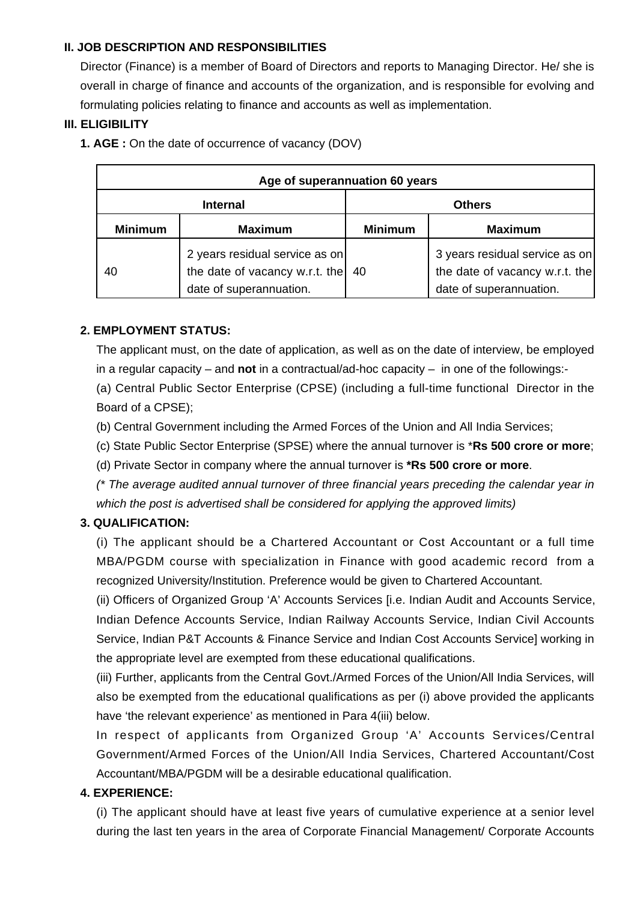**II. JOB DESCRIPTION AND RESPONSIBILITIES**

Director (Finance) is a member of Board of Directors and reports to Managing Director. He/ she is overall in charge of finance and accounts of the organization, and is responsible for evolving and formulating policies relating to finance and accounts as well as implementation.

**III. ELIGIBILITY**

**1. AGE :** On the date of occurrence of vacancy (DOV)

| Age of superannuation 60 years | | | |
|---|---|---|---|
| **Internal** | | **Others** | |
| **Minimum** | **Maximum** | **Minimum** | **Maximum** |
| 40 | 2 years residual service as on the date of vacancy w.r.t. the date of superannuation. | 40 | 3 years residual service as on the date of vacancy w.r.t. the date of superannuation. |

**2. EMPLOYMENT STATUS:**

The applicant must, on the date of application, as well as on the date of interview, be employed in a regular capacity – and **not** in a contractual/ad-hoc capacity – in one of the followings:-

(a) Central Public Sector Enterprise (CPSE) (including a full-time functional Director in the Board of a CPSE);

(b) Central Government including the Armed Forces of the Union and All India Services;

(c) State Public Sector Enterprise (SPSE) where the annual turnover is ***Rs 500 crore or more**;

(d) Private Sector in company where the annual turnover is ***Rs 500 crore or more**.

*(* The average audited annual turnover of three financial years preceding the calendar year in which the post is advertised shall be considered for applying the approved limits)*

**3. QUALIFICATION:**

(i) The applicant should be a Chartered Accountant or Cost Accountant or a full time MBA/PGDM course with specialization in Finance with good academic record from a recognized University/Institution. Preference would be given to Chartered Accountant.

(ii) Officers of Organized Group 'A' Accounts Services [i.e. Indian Audit and Accounts Service, Indian Defence Accounts Service, Indian Railway Accounts Service, Indian Civil Accounts Service, Indian P&T Accounts & Finance Service and Indian Cost Accounts Service] working in the appropriate level are exempted from these educational qualifications.

(iii) Further, applicants from the Central Govt./Armed Forces of the Union/All India Services, will also be exempted from the educational qualifications as per (i) above provided the applicants have 'the relevant experience' as mentioned in Para 4(iii) below.

In respect of applicants from Organized Group 'A' Accounts Services/Central Government/Armed Forces of the Union/All India Services, Chartered Accountant/Cost Accountant/MBA/PGDM will be a desirable educational qualification.

**4. EXPERIENCE:**

(i) The applicant should have at least five years of cumulative experience at a senior level during the last ten years in the area of Corporate Financial Management/ Corporate Accounts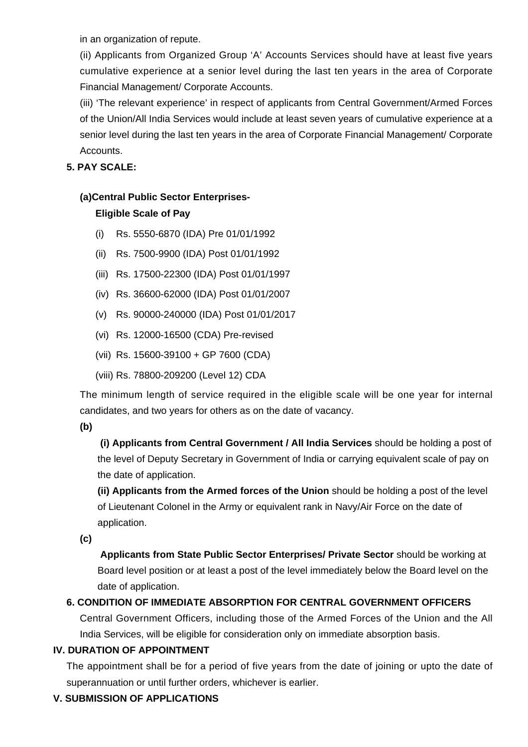in an organization of repute.

(ii) Applicants from Organized Group 'A' Accounts Services should have at least five years cumulative experience at a senior level during the last ten years in the area of Corporate Financial Management/ Corporate Accounts.

(iii) 'The relevant experience' in respect of applicants from Central Government/Armed Forces of the Union/All India Services would include at least seven years of cumulative experience at a senior level during the last ten years in the area of Corporate Financial Management/ Corporate Accounts.

**5. PAY SCALE:**

**(a)Central Public Sector Enterprises-**

**Eligible Scale of Pay**

(i) Rs. 5550-6870 (IDA) Pre 01/01/1992

(ii) Rs. 7500-9900 (IDA) Post 01/01/1992

(iii) Rs. 17500-22300 (IDA) Post 01/01/1997

(iv) Rs. 36600-62000 (IDA) Post 01/01/2007

(v) Rs. 90000-240000 (IDA) Post 01/01/2017

(vi) Rs. 12000-16500 (CDA) Pre-revised

(vii) Rs. 15600-39100 + GP 7600 (CDA)

(viii) Rs. 78800-209200 (Level 12) CDA

The minimum length of service required in the eligible scale will be one year for internal candidates, and two years for others as on the date of vacancy.

**(b)**

**(i) Applicants from Central Government / All India Services** should be holding a post of the level of Deputy Secretary in Government of India or carrying equivalent scale of pay on the date of application.

**(ii) Applicants from the Armed forces of the Union** should be holding a post of the level of Lieutenant Colonel in the Army or equivalent rank in Navy/Air Force on the date of application.

**(c)**

**Applicants from State Public Sector Enterprises/ Private Sector** should be working at Board level position or at least a post of the level immediately below the Board level on the date of application.

**6. CONDITION OF IMMEDIATE ABSORPTION FOR CENTRAL GOVERNMENT OFFICERS**

Central Government Officers, including those of the Armed Forces of the Union and the All India Services, will be eligible for consideration only on immediate absorption basis.

## IV. DURATION OF APPOINTMENT

The appointment shall be for a period of five years from the date of joining or upto the date of superannuation or until further orders, whichever is earlier.

## V. SUBMISSION OF APPLICATIONS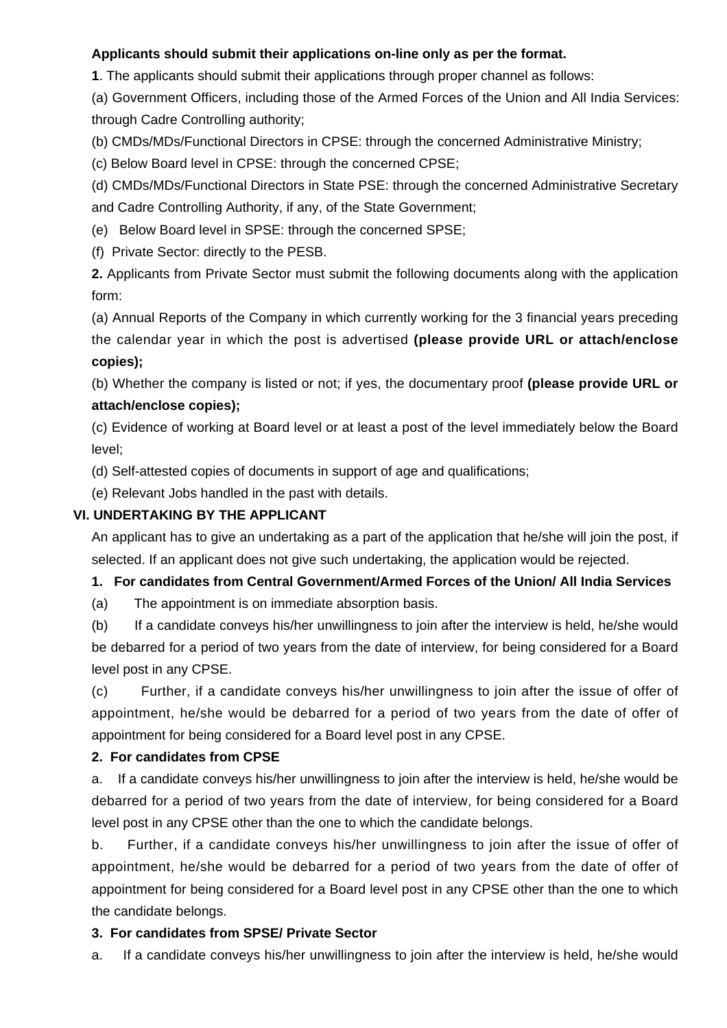**Applicants should submit their applications on-line only as per the format.**

**1**. The applicants should submit their applications through proper channel as follows:

(a) Government Officers, including those of the Armed Forces of the Union and All India Services: through Cadre Controlling authority;

(b) CMDs/MDs/Functional Directors in CPSE: through the concerned Administrative Ministry;

(c) Below Board level in CPSE: through the concerned CPSE;

(d) CMDs/MDs/Functional Directors in State PSE: through the concerned Administrative Secretary and Cadre Controlling Authority, if any, of the State Government;

(e) Below Board level in SPSE: through the concerned SPSE;

(f) Private Sector: directly to the PESB.

**2.** Applicants from Private Sector must submit the following documents along with the application form:

(a) Annual Reports of the Company in which currently working for the 3 financial years preceding the calendar year in which the post is advertised **(please provide URL or attach/enclose copies);**

(b) Whether the company is listed or not; if yes, the documentary proof **(please provide URL or attach/enclose copies);**

(c) Evidence of working at Board level or at least a post of the level immediately below the Board level;

(d) Self-attested copies of documents in support of age and qualifications;

(e) Relevant Jobs handled in the past with details.

## VI. UNDERTAKING BY THE APPLICANT

An applicant has to give an undertaking as a part of the application that he/she will join the post, if selected. If an applicant does not give such undertaking, the application would be rejected.

**1. For candidates from Central Government/Armed Forces of the Union/ All India Services**

(a) The appointment is on immediate absorption basis.

(b) If a candidate conveys his/her unwillingness to join after the interview is held, he/she would be debarred for a period of two years from the date of interview, for being considered for a Board level post in any CPSE.

(c) Further, if a candidate conveys his/her unwillingness to join after the issue of offer of appointment, he/she would be debarred for a period of two years from the date of offer of appointment for being considered for a Board level post in any CPSE.

**2. For candidates from CPSE**

a. If a candidate conveys his/her unwillingness to join after the interview is held, he/she would be debarred for a period of two years from the date of interview, for being considered for a Board level post in any CPSE other than the one to which the candidate belongs.

b. Further, if a candidate conveys his/her unwillingness to join after the issue of offer of appointment, he/she would be debarred for a period of two years from the date of offer of appointment for being considered for a Board level post in any CPSE other than the one to which the candidate belongs.

**3. For candidates from SPSE/ Private Sector**

a. If a candidate conveys his/her unwillingness to join after the interview is held, he/she would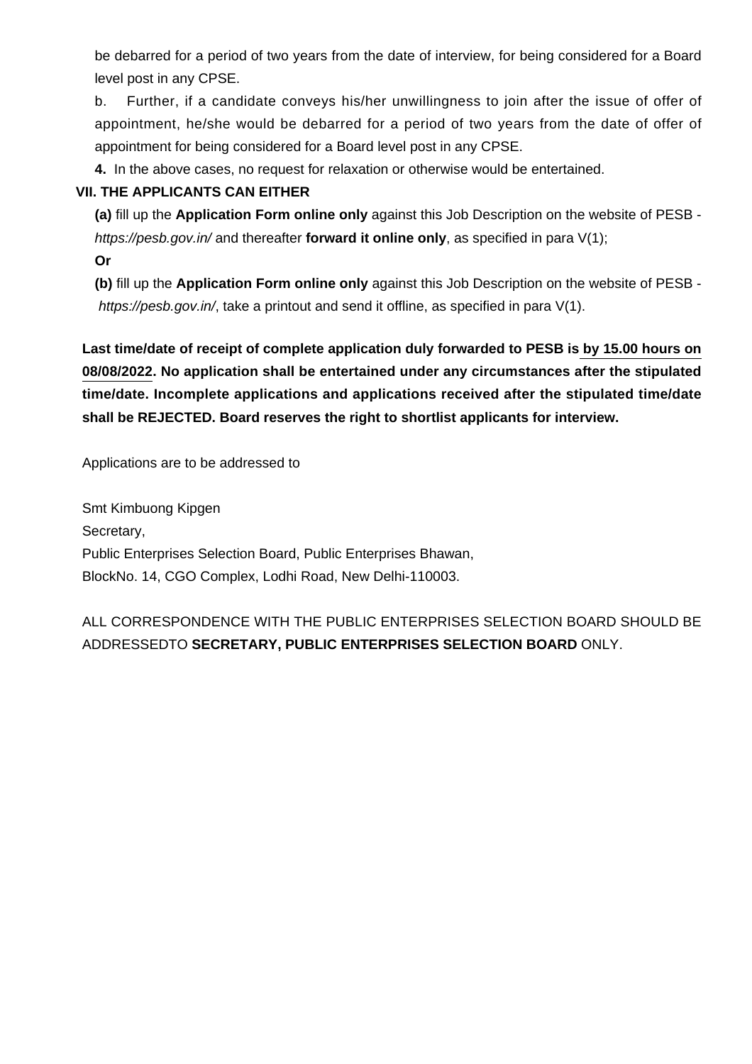be debarred for a period of two years from the date of interview, for being considered for a Board level post in any CPSE.

b. Further, if a candidate conveys his/her unwillingness to join after the issue of offer of appointment, he/she would be debarred for a period of two years from the date of offer of appointment for being considered for a Board level post in any CPSE.

**4.** In the above cases, no request for relaxation or otherwise would be entertained.

**VII. THE APPLICANTS CAN EITHER**

**(a)** fill up the **Application Form online only** against this Job Description on the website of PESB - *https://pesb.gov.in/* and thereafter **forward it online only**, as specified in para V(1);

**Or**

**(b)** fill up the **Application Form online only** against this Job Description on the website of PESB - *https://pesb.gov.in/*, take a printout and send it offline, as specified in para V(1).

**Last time/date of receipt of complete application duly forwarded to PESB is <u>by 15.00 hours on 08/08/2022</u>. No application shall be entertained under any circumstances after the stipulated time/date. Incomplete applications and applications received after the stipulated time/date shall be REJECTED. Board reserves the right to shortlist applicants for interview.**

Applications are to be addressed to

Smt Kimbuong Kipgen
Secretary,
Public Enterprises Selection Board, Public Enterprises Bhawan,
BlockNo. 14, CGO Complex, Lodhi Road, New Delhi-110003.

ALL CORRESPONDENCE WITH THE PUBLIC ENTERPRISES SELECTION BOARD SHOULD BE ADDRESSEDTO **SECRETARY, PUBLIC ENTERPRISES SELECTION BOARD** ONLY.